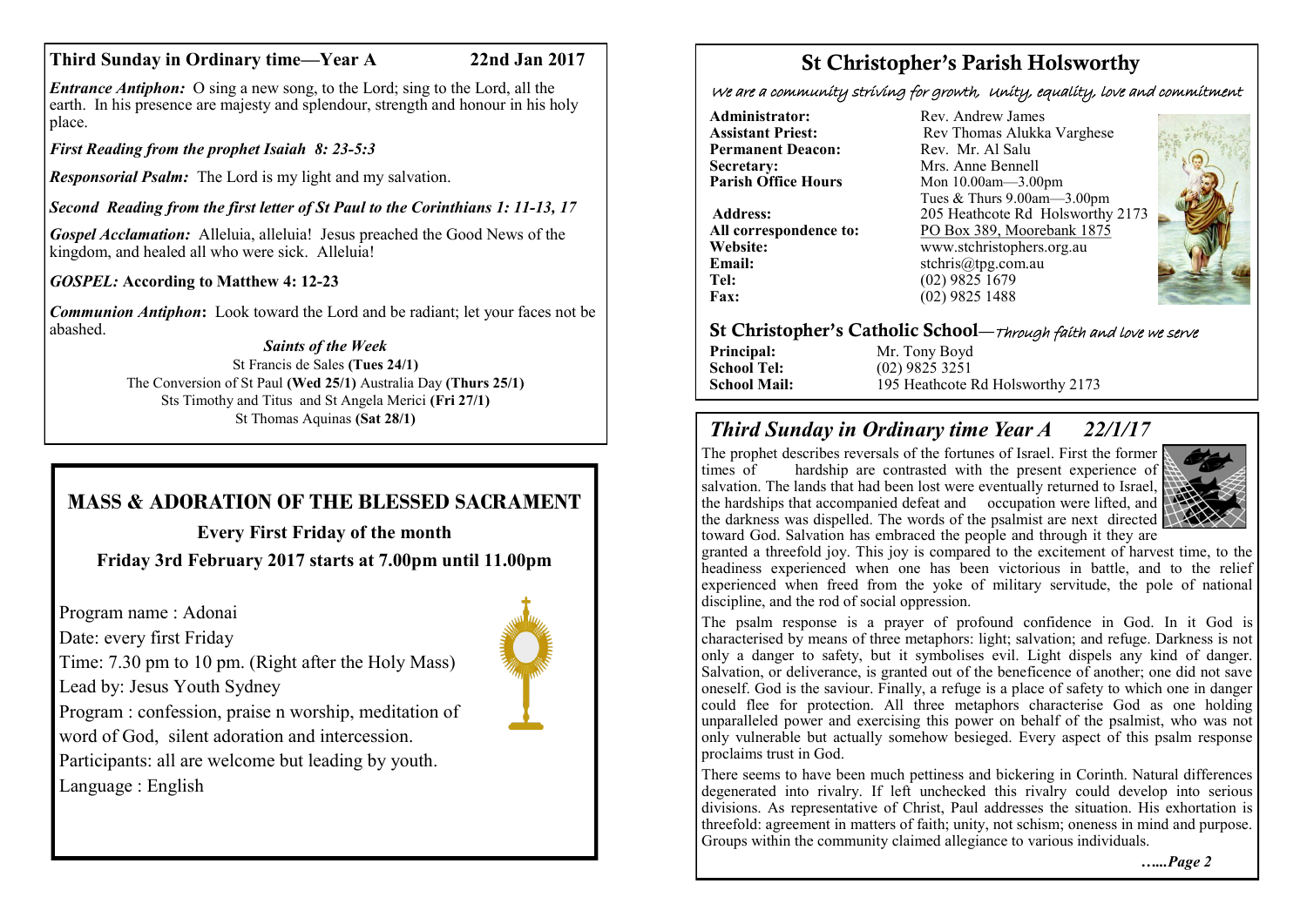## Third Sunday in Ordinary time—Year A 22nd Jan 2017

***Entrance Antiphon:*** O sing a new song, to the Lord; sing to the Lord, all the earth. In his presence are majesty and splendour, strength and honour in his holy place.

***First Reading from the prophet Isaiah 8: 23-5:3***

***Responsorial Psalm:*** The Lord is my light and my salvation.

***Second Reading from the first letter of St Paul to the Corinthians 1: 11-13, 17***

***Gospel Acclamation:*** Alleluia, alleluia! Jesus preached the Good News of the kingdom, and healed all who were sick. Alleluia!

***GOSPEL:* According to Matthew 4: 12-23**

***Communion Antiphon*:** Look toward the Lord and be radiant; let your faces not be abashed.

***Saints of the Week***

St Francis de Sales **(Tues 24/1)**
The Conversion of St Paul **(Wed 25/1)** Australia Day **(Thurs 25/1)**
Sts Timothy and Titus and St Angela Merici **(Fri 27/1)**
St Thomas Aquinas **(Sat 28/1)**

## MASS & ADORATION OF THE BLESSED SACRAMENT

**Every First Friday of the month**

**Friday 3rd February 2017 starts at 7.00pm until 11.00pm**

Program name : Adonai
Date: every first Friday
Time: 7.30 pm to 10 pm. (Right after the Holy Mass)
Lead by: Jesus Youth Sydney
Program : confession, praise n worship, meditation of word of God, silent adoration and intercession.
Participants: all are welcome but leading by youth.
Language : English

# St Christopher's Parish Holsworthy

*We are a community striving for growth, Unity, equality, love and commitment*

**Administrator:** Rev. Andrew James
**Assistant Priest:** Rev Thomas Alukka Varghese
**Permanent Deacon:** Rev. Mr. Al Salu
**Secretary:** Mrs. Anne Bennell
**Parish Office Hours:** Mon 10.00am—3.00pm; Tues & Thurs 9.00am—3.00pm
**Address:** 205 Heathcote Rd Holsworthy 2173
**All correspondence to:** PO Box 389, Moorebank 1875
**Website:** www.stchristophers.org.au
**Email:** stchris@tpg.com.au
**Tel:** (02) 9825 1679
**Fax:** (02) 9825 1488

## St Christopher's Catholic School—*Through faith and love we serve*

**Principal:** Mr. Tony Boyd
**School Tel:** (02) 9825 3251
**School Mail:** 195 Heathcote Rd Holsworthy 2173

## *Third Sunday in Ordinary time Year A 22/1/17*

The prophet describes reversals of the fortunes of Israel. First the former times of hardship are contrasted with the present experience of salvation. The lands that had been lost were eventually returned to Israel, the hardships that accompanied defeat and occupation were lifted, and the darkness was dispelled. The words of the psalmist are next directed toward God. Salvation has embraced the people and through it they are granted a threefold joy. This joy is compared to the excitement of harvest time, to the headiness experienced when one has been victorious in battle, and to the relief experienced when freed from the yoke of military servitude, the pole of national discipline, and the rod of social oppression.

The psalm response is a prayer of profound confidence in God. In it God is characterised by means of three metaphors: light; salvation; and refuge. Darkness is not only a danger to safety, but it symbolises evil. Light dispels any kind of danger. Salvation, or deliverance, is granted out of the beneficence of another; one did not save oneself. God is the saviour. Finally, a refuge is a place of safety to which one in danger could flee for protection. All three metaphors characterise God as one holding unparalleled power and exercising this power on behalf of the psalmist, who was not only vulnerable but actually somehow besieged. Every aspect of this psalm response proclaims trust in God.

There seems to have been much pettiness and bickering in Corinth. Natural differences degenerated into rivalry. If left unchecked this rivalry could develop into serious divisions. As representative of Christ, Paul addresses the situation. His exhortation is threefold: agreement in matters of faith; unity, not schism; oneness in mind and purpose. Groups within the community claimed allegiance to various individuals.

*…...Page 2*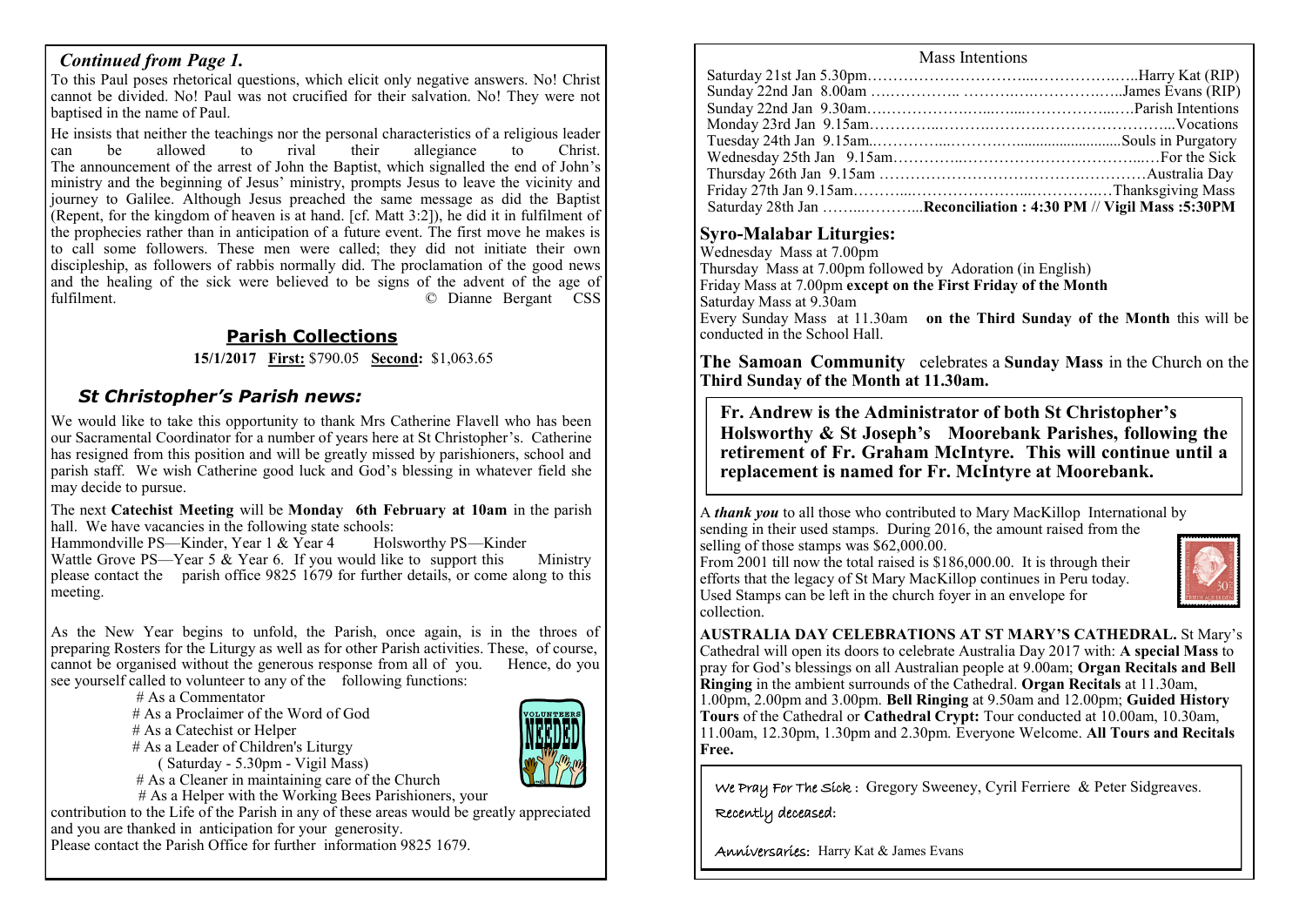## *Continued from Page 1.*

To this Paul poses rhetorical questions, which elicit only negative answers. No! Christ cannot be divided. No! Paul was not crucified for their salvation. No! They were not baptised in the name of Paul.

He insists that neither the teachings nor the personal characteristics of a religious leader can be allowed to rival their allegiance to Christ. The announcement of the arrest of John the Baptist, which signalled the end of John's ministry and the beginning of Jesus' ministry, prompts Jesus to leave the vicinity and journey to Galilee. Although Jesus preached the same message as did the Baptist (Repent, for the kingdom of heaven is at hand. [cf. Matt 3:2]), he did it in fulfilment of the prophecies rather than in anticipation of a future event. The first move he makes is to call some followers. These men were called; they did not initiate their own discipleship, as followers of rabbis normally did. The proclamation of the good news and the healing of the sick were believed to be signs of the advent of the age of fulfilment. © Dianne Bergant CSS

## Parish Collections

**15/1/2017** **First:** $790.05 **Second:** $1,063.65

## *St Christopher's Parish news:*

We would like to take this opportunity to thank Mrs Catherine Flavell who has been our Sacramental Coordinator for a number of years here at St Christopher's. Catherine has resigned from this position and will be greatly missed by parishioners, school and parish staff. We wish Catherine good luck and God's blessing in whatever field she may decide to pursue.

The next **Catechist Meeting** will be **Monday 6th February at 10am** in the parish hall. We have vacancies in the following state schools:
Hammondville PS—Kinder, Year 1 & Year 4 Holsworthy PS—Kinder
Wattle Grove PS—Year 5 & Year 6. If you would like to support this Ministry please contact the parish office 9825 1679 for further details, or come along to this meeting.

As the New Year begins to unfold, the Parish, once again, is in the throes of preparing Rosters for the Liturgy as well as for other Parish activities. These, of course, cannot be organised without the generous response from all of you. Hence, do you see yourself called to volunteer to any of the following functions:

- # As a Commentator
- # As a Proclaimer of the Word of God
- # As a Catechist or Helper
- # As a Leader of Children's Liturgy ( Saturday - 5.30pm - Vigil Mass)
- # As a Cleaner in maintaining care of the Church
- # As a Helper with the Working Bees Parishioners, your

contribution to the Life of the Parish in any of these areas would be greatly appreciated and you are thanked in anticipation for your generosity.
Please contact the Parish Office for further information 9825 1679.

## Mass Intentions

| | |
|---|---|
| Saturday 21st Jan 5.30pm | Harry Kat (RIP) |
| Sunday 22nd Jan 8.00am | James Evans (RIP) |
| Sunday 22nd Jan 9.30am | Parish Intentions |
| Monday 23rd Jan 9.15am | Vocations |
| Tuesday 24th Jan 9.15am | Souls in Purgatory |
| Wednesday 25th Jan 9.15am | For the Sick |
| Thursday 26th Jan 9.15am | Australia Day |
| Friday 27th Jan 9.15am | Thanksgiving Mass |
| Saturday 28th Jan | **Reconciliation : 4:30 PM // Vigil Mass :5:30PM** |

## Syro-Malabar Liturgies:

Wednesday Mass at 7.00pm
Thursday Mass at 7.00pm followed by Adoration (in English)
Friday Mass at 7.00pm **except on the First Friday of the Month**
Saturday Mass at 9.30am
Every Sunday Mass at 11.30am **on the Third Sunday of the Month** this will be conducted in the School Hall.

**The Samoan Community** celebrates a **Sunday Mass** in the Church on the **Third Sunday of the Month at 11.30am.**

**Fr. Andrew is the Administrator of both St Christopher's Holsworthy & St Joseph's Moorebank Parishes, following the retirement of Fr. Graham McIntyre. This will continue until a replacement is named for Fr. McIntyre at Moorebank.**

A ***thank you*** to all those who contributed to Mary MacKillop International by sending in their used stamps. During 2016, the amount raised from the selling of those stamps was $62,000.00.
From 2001 till now the total raised is $186,000.00. It is through their efforts that the legacy of St Mary MacKillop continues in Peru today. Used Stamps can be left in the church foyer in an envelope for collection.

**AUSTRALIA DAY CELEBRATIONS AT ST MARY'S CATHEDRAL.** St Mary's Cathedral will open its doors to celebrate Australia Day 2017 with: **A special Mass** to pray for God's blessings on all Australian people at 9.00am; **Organ Recitals and Bell Ringing** in the ambient surrounds of the Cathedral. **Organ Recitals** at 11.30am, 1.00pm, 2.00pm and 3.00pm. **Bell Ringing** at 9.50am and 12.00pm; **Guided History Tours** of the Cathedral or **Cathedral Crypt:** Tour conducted at 10.00am, 10.30am, 11.00am, 12.30pm, 1.30pm and 2.30pm. Everyone Welcome. **All Tours and Recitals Free.**

We Pray For The Sick : Gregory Sweeney, Cyril Ferriere & Peter Sidgreaves.

Recently deceased:

Anniversaries: Harry Kat & James Evans